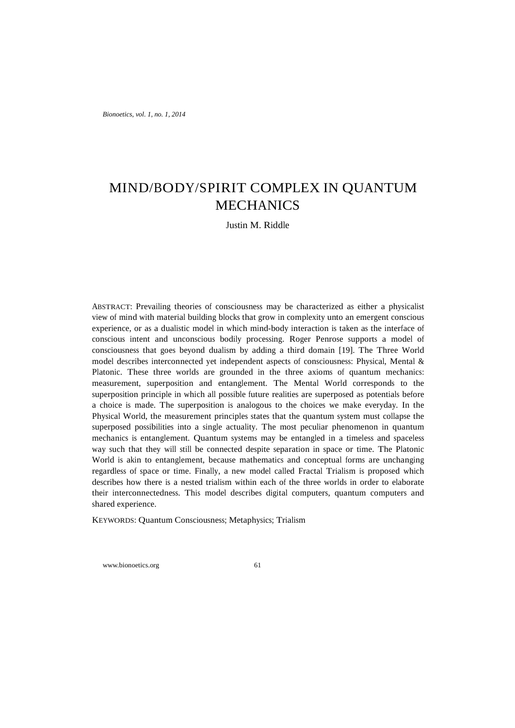# MIND/BODY/SPIRIT COMPLEX IN QUANTUM MECHANICS

Justin M. Riddle

ABSTRACT: Prevailing theories of consciousness may be characterized as either a physicalist view of mind with material building blocks that grow in complexity unto an emergent conscious experience, or as a dualistic model in which mind-body interaction is taken as the interface of conscious intent and unconscious bodily processing. Roger Penrose supports a model of consciousness that goes beyond dualism by adding a third domain [19]. The Three World model describes interconnected yet independent aspects of consciousness: Physical, Mental & Platonic. These three worlds are grounded in the three axioms of quantum mechanics: measurement, superposition and entanglement. The Mental World corresponds to the superposition principle in which all possible future realities are superposed as potentials before a choice is made. The superposition is analogous to the choices we make everyday. In the Physical World, the measurement principles states that the quantum system must collapse the superposed possibilities into a single actuality. The most peculiar phenomenon in quantum mechanics is entanglement. Quantum systems may be entangled in a timeless and spaceless way such that they will still be connected despite separation in space or time. The Platonic World is akin to entanglement, because mathematics and conceptual forms are unchanging regardless of space or time. Finally, a new model called Fractal Trialism is proposed which describes how there is a nested trialism within each of the three worlds in order to elaborate their interconnectedness. This model describes digital computers, quantum computers and shared experience.

KEYWORDS: Quantum Consciousness; Metaphysics; Trialism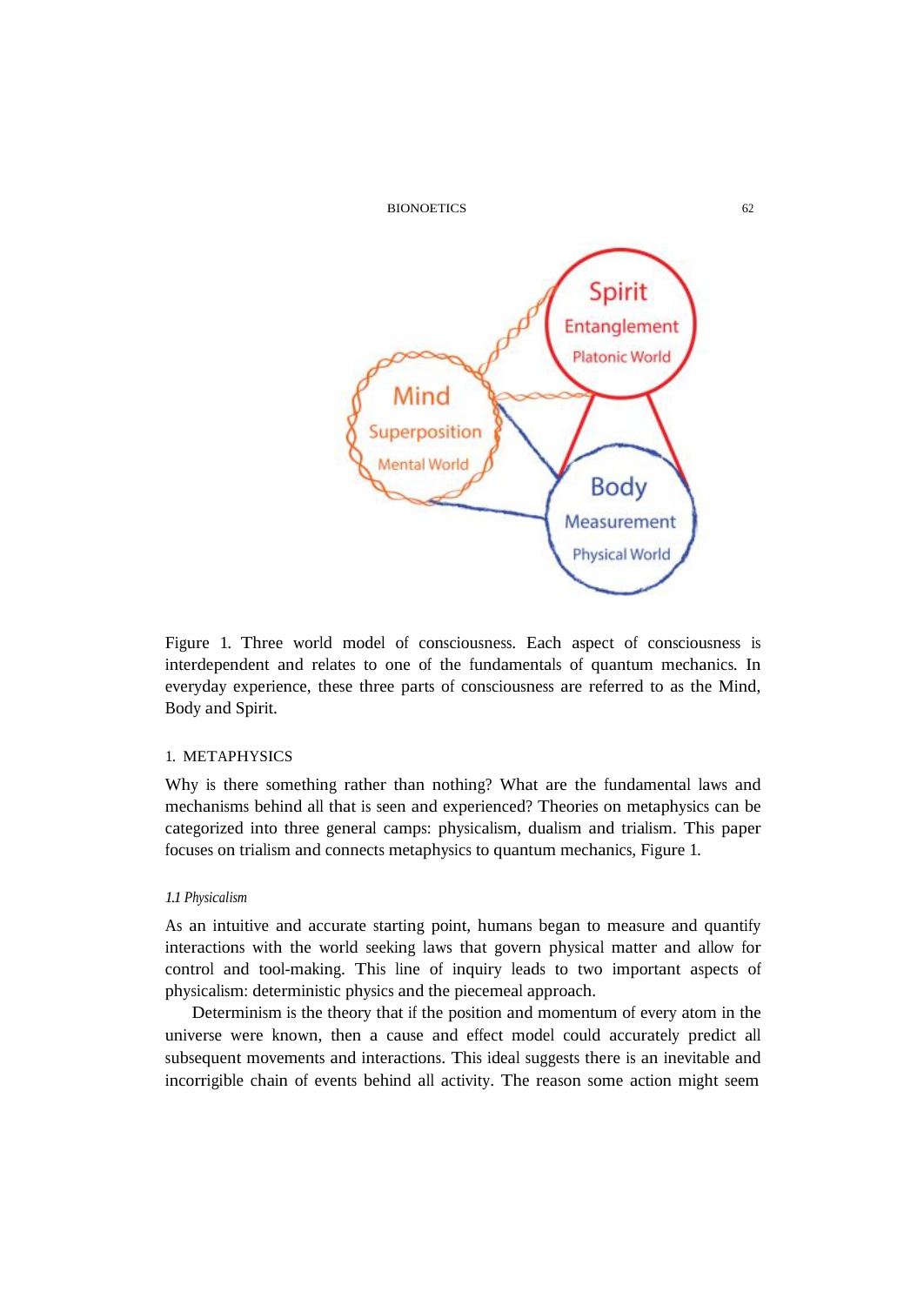Figure 1. Three world model of consciousness. Each aspect of consciousness is interdependent and relates to one of the fundamentals of quantum mechanics. In everyday experience, these three parts of consciousness are referred to as the Mind, Body and Spirit.

## 1. METAPHYSICS

Why is there something rather than nothing? What are the fundamental laws and mechanisms behind all that is seen and experienced? Theories on metaphysics can be categorized into three general camps: physicalism, dualism and trialism. This paper focuses on trialism and connects metaphysics to quantum mechanics, Figure 1.

### *1.1 Physicalism*

As an intuitive and accurate starting point, humans began to measure and quantify interactions with the world seeking laws that govern physical matter and allow for control and tool-making. This line of inquiry leads to two important aspects of physicalism: deterministic physics and the piecemeal approach.

Determinism is the theory that if the position and momentum of every atom in the universe were known, then a cause and effect model could accurately predict all subsequent movements and interactions. This ideal suggests there is an inevitable and incorrigible chain of events behind all activity. The reason some action might seem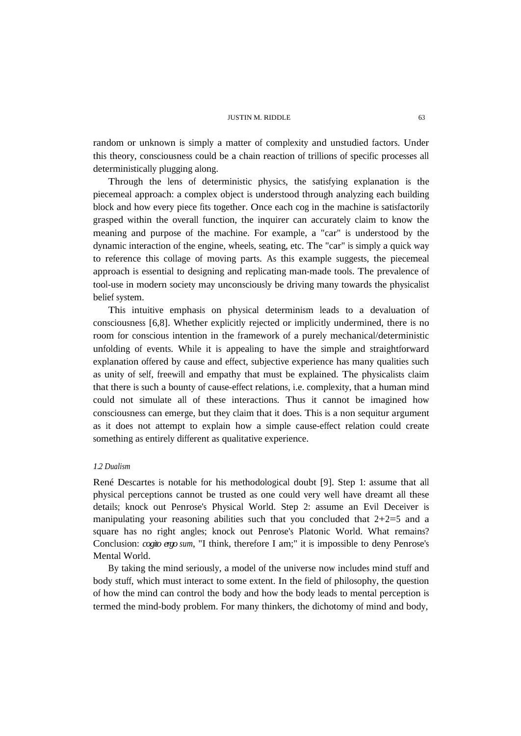random or unknown is simply a matter of complexity and unstudied factors. Under this theory, consciousness could be a chain reaction of trillions of specific processes all deterministically plugging along.

Through the lens of deterministic physics, the satisfying explanation is the piecemeal approach: a complex object is understood through analyzing each building block and how every piece fits together. Once each cog in the machine is satisfactorily grasped within the overall function, the inquirer can accurately claim to know the meaning and purpose of the machine. For example, a "car" is understood by the dynamic interaction of the engine, wheels, seating, etc. The "car" is simply a quick way to reference this collage of moving parts. As this example suggests, the piecemeal approach is essential to designing and replicating man-made tools. The prevalence of tool-use in modern society may unconsciously be driving many towards the physicalist belief system.

This intuitive emphasis on physical determinism leads to a devaluation of consciousness [6,8]. Whether explicitly rejected or implicitly undermined, there is no room for conscious intention in the framework of a purely mechanical/deterministic unfolding of events. While it is appealing to have the simple and straightforward explanation offered by cause and effect, subjective experience has many qualities such as unity of self, freewill and empathy that must be explained. The physicalists claim that there is such a bounty of cause-effect relations, i.e. complexity, that a human mind could not simulate all of these interactions. Thus it cannot be imagined how consciousness can emerge, but they claim that it does. This is a non sequitur argument as it does not attempt to explain how a simple cause-effect relation could create something as entirely different as qualitative experience.

### *1.2 Dualism*

René Descartes is notable for his methodological doubt [9]. Step 1: assume that all physical perceptions cannot be trusted as one could very well have dreamt all these details; knock out Penrose's Physical World. Step 2: assume an Evil Deceiver is manipulating your reasoning abilities such that you concluded that 2+2=5 and a square has no right angles; knock out Penrose's Platonic World. What remains? Conclusion: *cogito ergo sum*, "I think, therefore I am;" it is impossible to deny Penrose's Mental World.

By taking the mind seriously, a model of the universe now includes mind stuff and body stuff, which must interact to some extent. In the field of philosophy, the question of how the mind can control the body and how the body leads to mental perception is termed the mind-body problem. For many thinkers, the dichotomy of mind and body,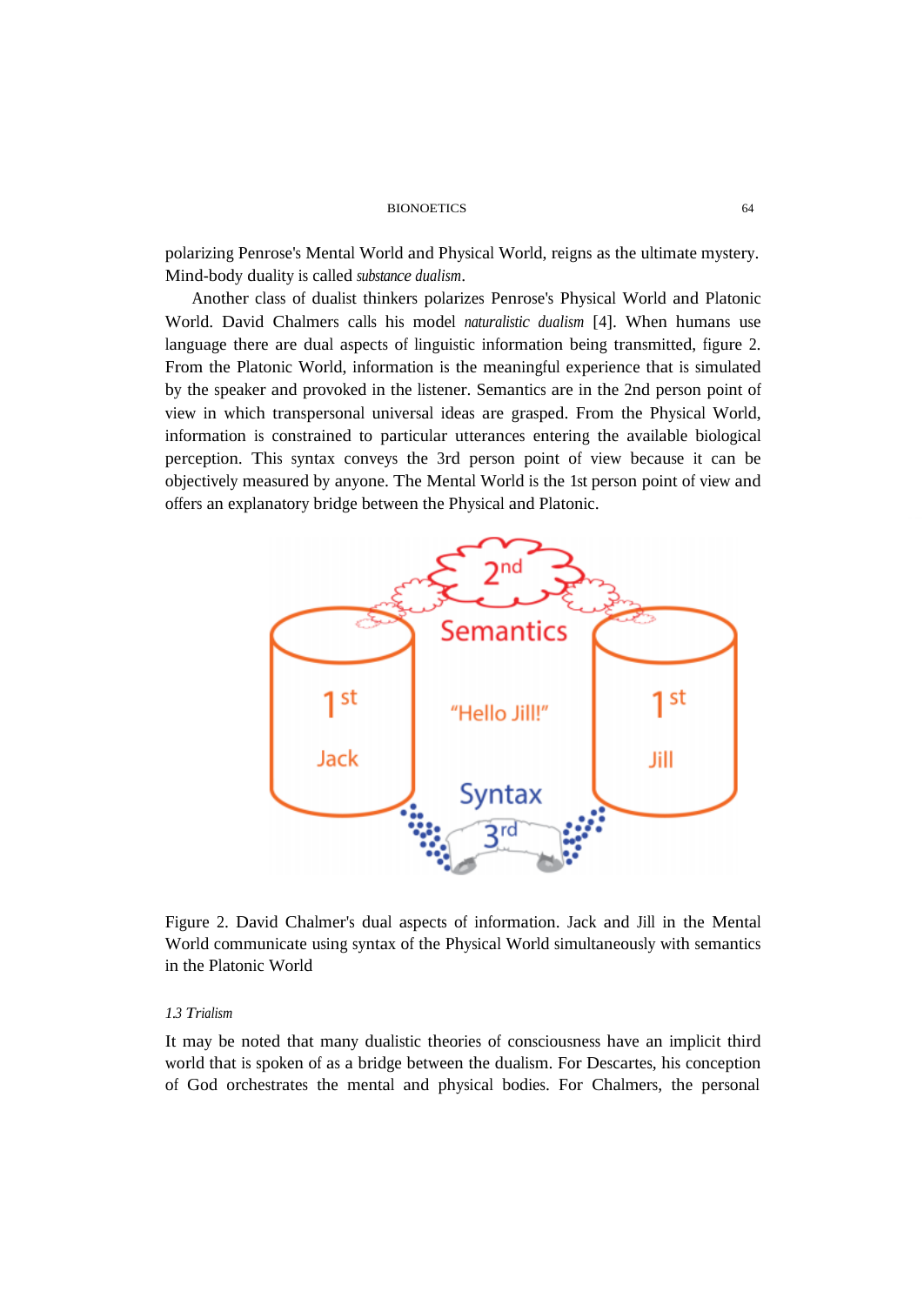polarizing Penrose's Mental World and Physical World, reigns as the ultimate mystery. Mind-body duality is called *substance dualism*.

Another class of dualist thinkers polarizes Penrose's Physical World and Platonic World. David Chalmers calls his model *naturalistic dualism* [4]. When humans use language there are dual aspects of linguistic information being transmitted, figure 2. From the Platonic World, information is the meaningful experience that is simulated by the speaker and provoked in the listener. Semantics are in the 2nd person point of view in which transpersonal universal ideas are grasped. From the Physical World, information is constrained to particular utterances entering the available biological perception. This syntax conveys the 3rd person point of view because it can be objectively measured by anyone. The Mental World is the 1st person point of view and offers an explanatory bridge between the Physical and Platonic.

Figure 2. David Chalmer's dual aspects of information. Jack and Jill in the Mental World communicate using syntax of the Physical World simultaneously with semantics in the Platonic World

*1.3 Trialism*

It may be noted that many dualistic theories of consciousness have an implicit third world that is spoken of as a bridge between the dualism. For Descartes, his conception of God orchestrates the mental and physical bodies. For Chalmers, the personal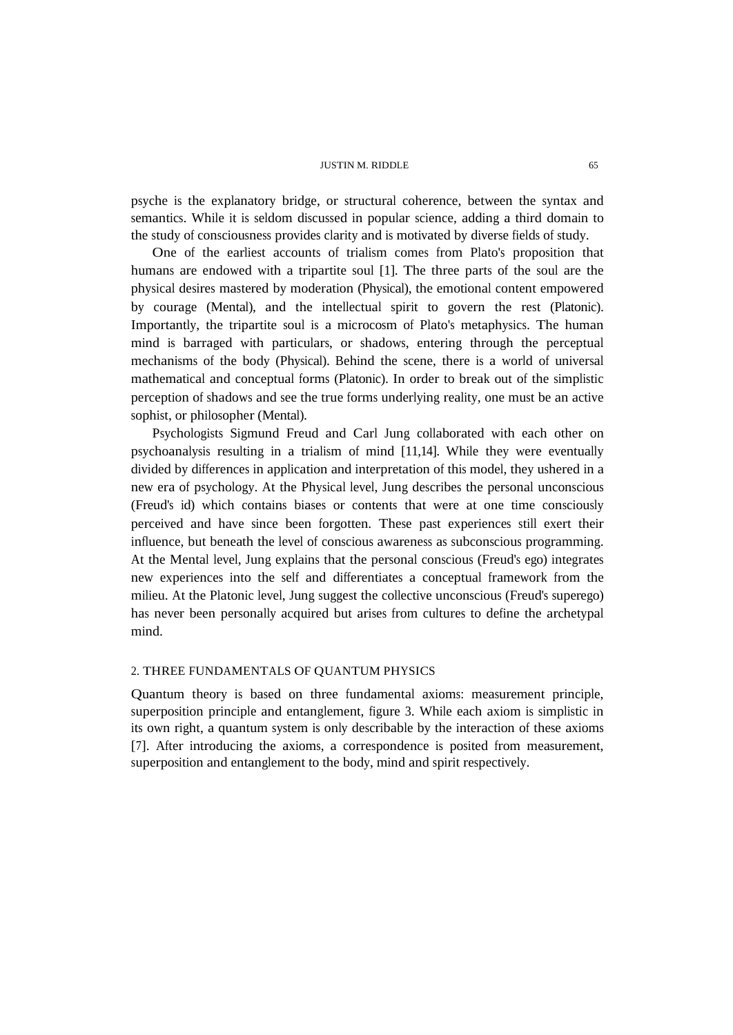psyche is the explanatory bridge, or structural coherence, between the syntax and semantics. While it is seldom discussed in popular science, adding a third domain to the study of consciousness provides clarity and is motivated by diverse fields of study.

One of the earliest accounts of trialism comes from Plato's proposition that humans are endowed with a tripartite soul [1]. The three parts of the soul are the physical desires mastered by moderation (Physical), the emotional content empowered by courage (Mental), and the intellectual spirit to govern the rest (Platonic). Importantly, the tripartite soul is a microcosm of Plato's metaphysics. The human mind is barraged with particulars, or shadows, entering through the perceptual mechanisms of the body (Physical). Behind the scene, there is a world of universal mathematical and conceptual forms (Platonic). In order to break out of the simplistic perception of shadows and see the true forms underlying reality, one must be an active sophist, or philosopher (Mental).

Psychologists Sigmund Freud and Carl Jung collaborated with each other on psychoanalysis resulting in a trialism of mind [11,14]. While they were eventually divided by differences in application and interpretation of this model, they ushered in a new era of psychology. At the Physical level, Jung describes the personal unconscious (Freud's id) which contains biases or contents that were at one time consciously perceived and have since been forgotten. These past experiences still exert their influence, but beneath the level of conscious awareness as subconscious programming. At the Mental level, Jung explains that the personal conscious (Freud's ego) integrates new experiences into the self and differentiates a conceptual framework from the milieu. At the Platonic level, Jung suggest the collective unconscious (Freud's superego) has never been personally acquired but arises from cultures to define the archetypal mind.

## 2. THREE FUNDAMENTALS OF QUANTUM PHYSICS

Quantum theory is based on three fundamental axioms: measurement principle, superposition principle and entanglement, figure 3. While each axiom is simplistic in its own right, a quantum system is only describable by the interaction of these axioms [7]. After introducing the axioms, a correspondence is posited from measurement, superposition and entanglement to the body, mind and spirit respectively.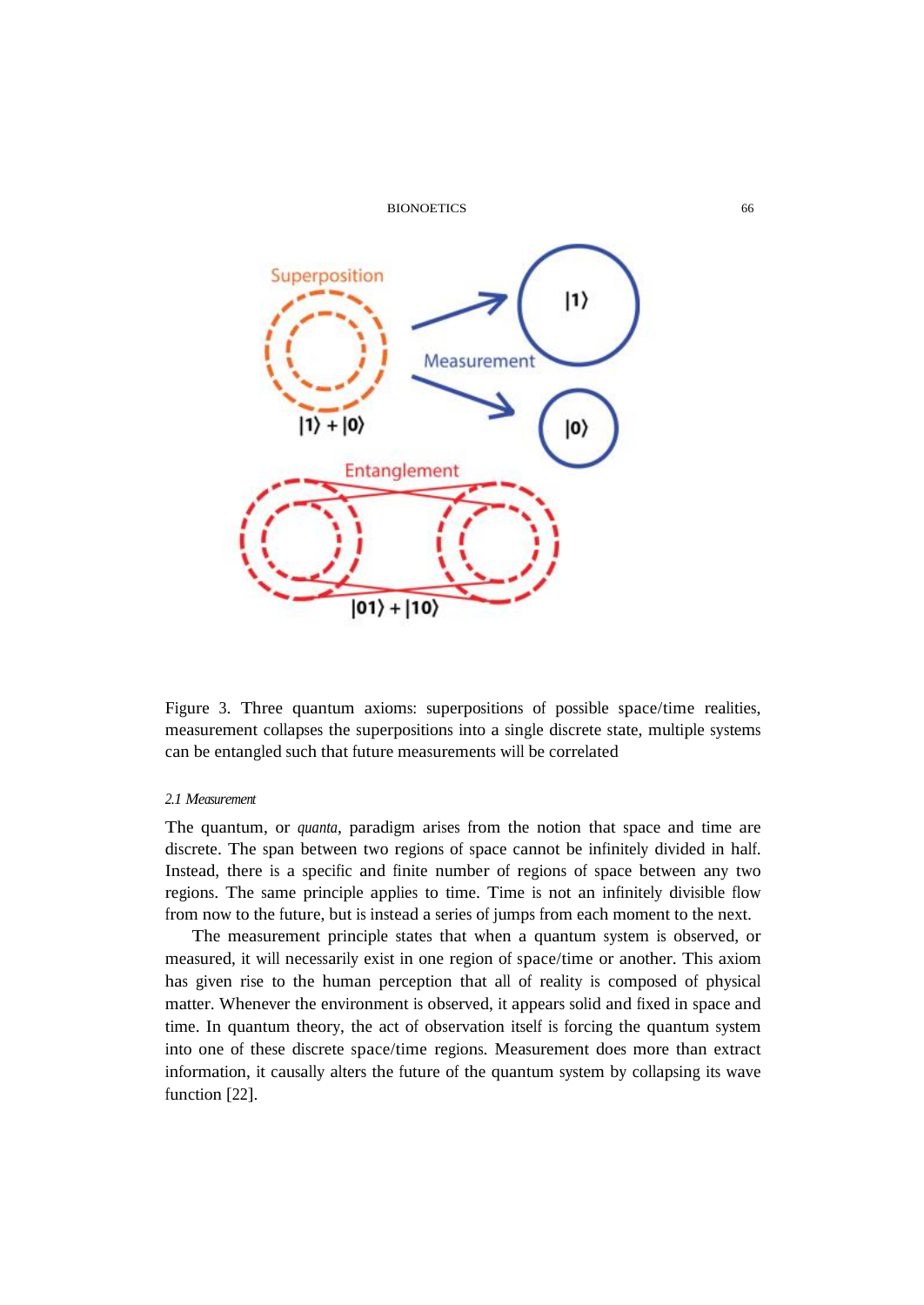Figure 3. Three quantum axioms: superpositions of possible space/time realities, measurement collapses the superpositions into a single discrete state, multiple systems can be entangled such that future measurements will be correlated

### *2.1 Measurement*

The quantum, or *quanta*, paradigm arises from the notion that space and time are discrete. The span between two regions of space cannot be infinitely divided in half. Instead, there is a specific and finite number of regions of space between any two regions. The same principle applies to time. Time is not an infinitely divisible flow from now to the future, but is instead a series of jumps from each moment to the next.

The measurement principle states that when a quantum system is observed, or measured, it will necessarily exist in one region of space/time or another. This axiom has given rise to the human perception that all of reality is composed of physical matter. Whenever the environment is observed, it appears solid and fixed in space and time. In quantum theory, the act of observation itself is forcing the quantum system into one of these discrete space/time regions. Measurement does more than extract information, it causally alters the future of the quantum system by collapsing its wave function [22].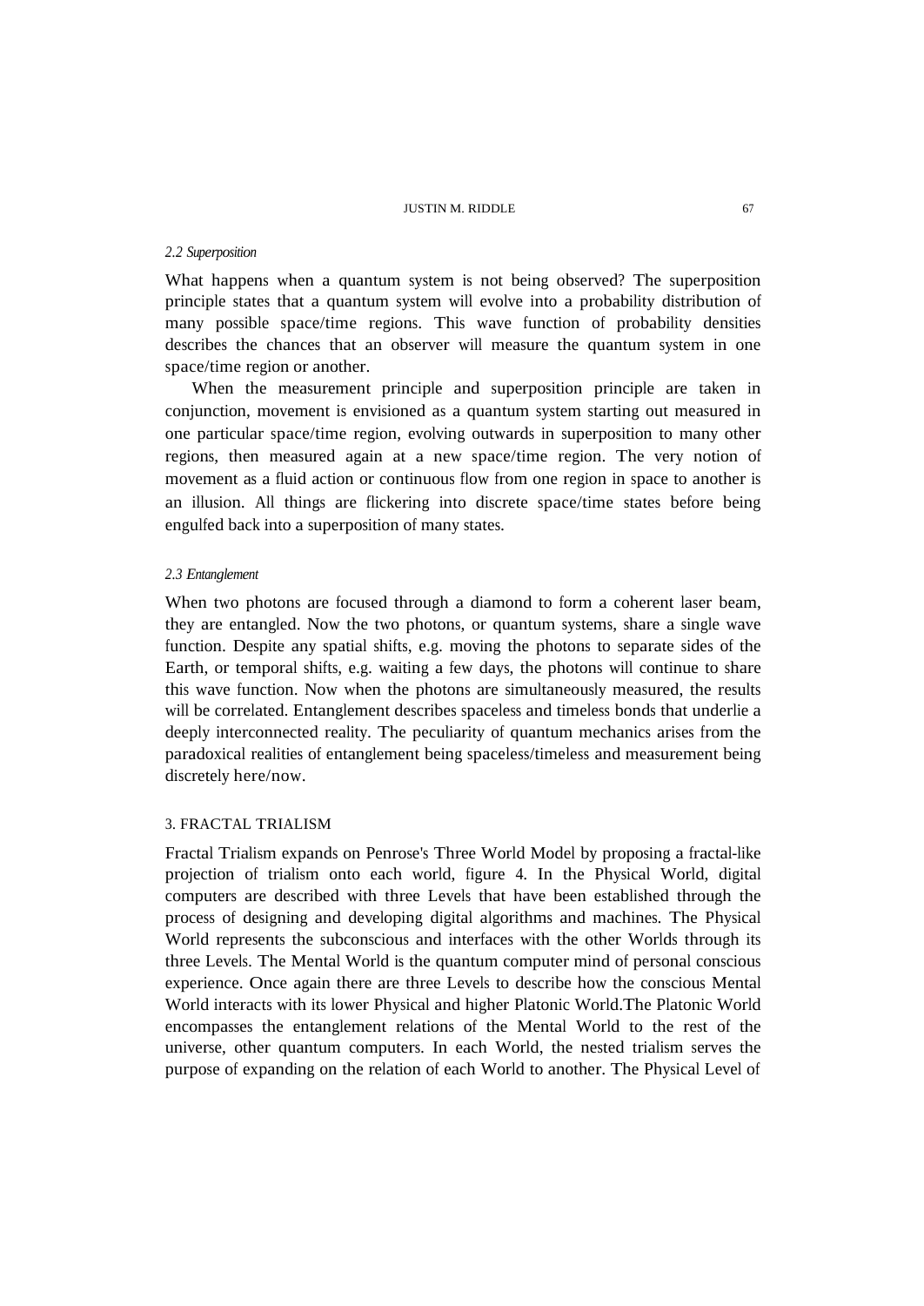### *2.2 Superposition*

What happens when a quantum system is not being observed? The superposition principle states that a quantum system will evolve into a probability distribution of many possible space/time regions. This wave function of probability densities describes the chances that an observer will measure the quantum system in one space/time region or another.

When the measurement principle and superposition principle are taken in conjunction, movement is envisioned as a quantum system starting out measured in one particular space/time region, evolving outwards in superposition to many other regions, then measured again at a new space/time region. The very notion of movement as a fluid action or continuous flow from one region in space to another is an illusion. All things are flickering into discrete space/time states before being engulfed back into a superposition of many states.

### *2.3 Entanglement*

When two photons are focused through a diamond to form a coherent laser beam, they are entangled. Now the two photons, or quantum systems, share a single wave function. Despite any spatial shifts, e.g. moving the photons to separate sides of the Earth, or temporal shifts, e.g. waiting a few days, the photons will continue to share this wave function. Now when the photons are simultaneously measured, the results will be correlated. Entanglement describes spaceless and timeless bonds that underlie a deeply interconnected reality. The peculiarity of quantum mechanics arises from the paradoxical realities of entanglement being spaceless/timeless and measurement being discretely here/now.

## 3. FRACTAL TRIALISM

Fractal Trialism expands on Penrose's Three World Model by proposing a fractal-like projection of trialism onto each world, figure 4. In the Physical World, digital computers are described with three Levels that have been established through the process of designing and developing digital algorithms and machines. The Physical World represents the subconscious and interfaces with the other Worlds through its three Levels. The Mental World is the quantum computer mind of personal conscious experience. Once again there are three Levels to describe how the conscious Mental World interacts with its lower Physical and higher Platonic World.The Platonic World encompasses the entanglement relations of the Mental World to the rest of the universe, other quantum computers. In each World, the nested trialism serves the purpose of expanding on the relation of each World to another. The Physical Level of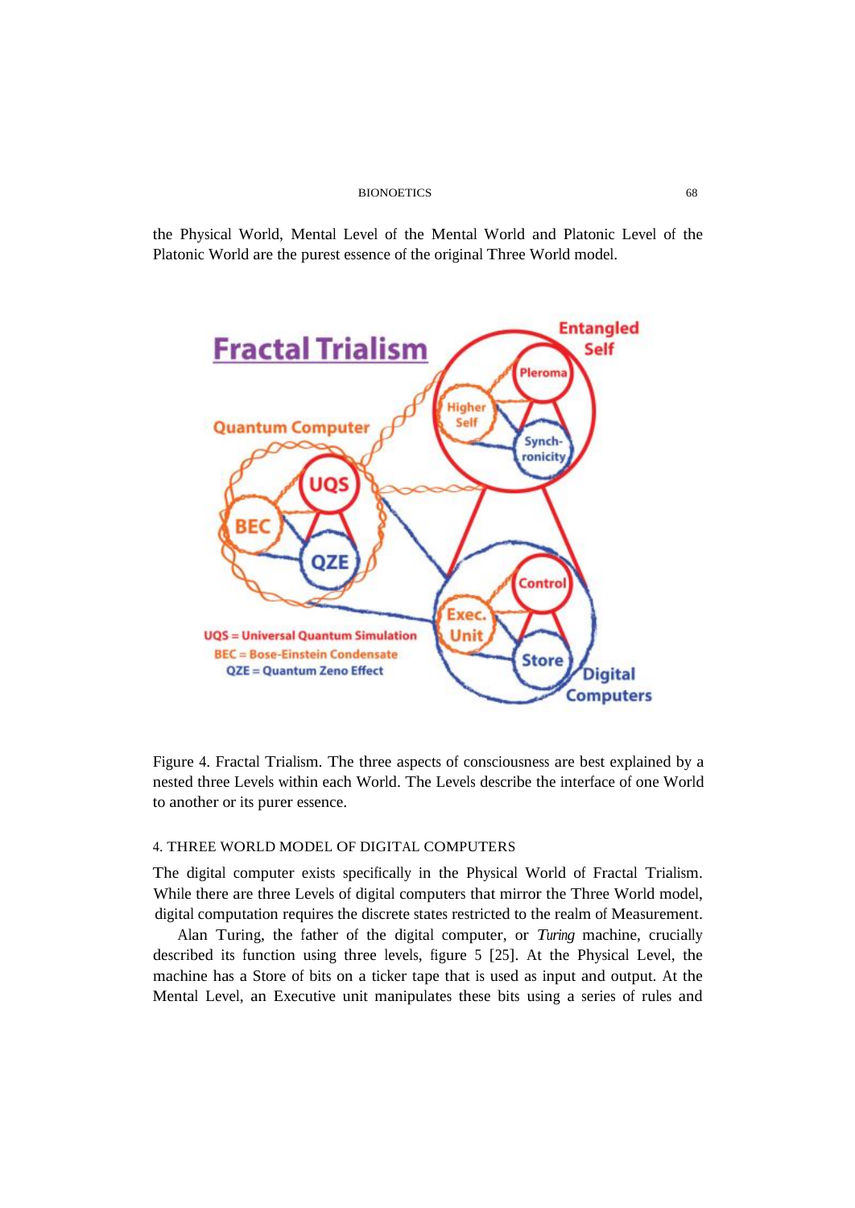the Physical World, Mental Level of the Mental World and Platonic Level of the Platonic World are the purest essence of the original Three World model.

Figure 4. Fractal Trialism. The three aspects of consciousness are best explained by a nested three Levels within each World. The Levels describe the interface of one World to another or its purer essence.

## 4. THREE WORLD MODEL OF DIGITAL COMPUTERS

The digital computer exists specifically in the Physical World of Fractal Trialism. While there are three Levels of digital computers that mirror the Three World model, digital computation requires the discrete states restricted to the realm of Measurement.

Alan Turing, the father of the digital computer, or *Turing* machine, crucially described its function using three levels, figure 5 [25]. At the Physical Level, the machine has a Store of bits on a ticker tape that is used as input and output. At the Mental Level, an Executive unit manipulates these bits using a series of rules and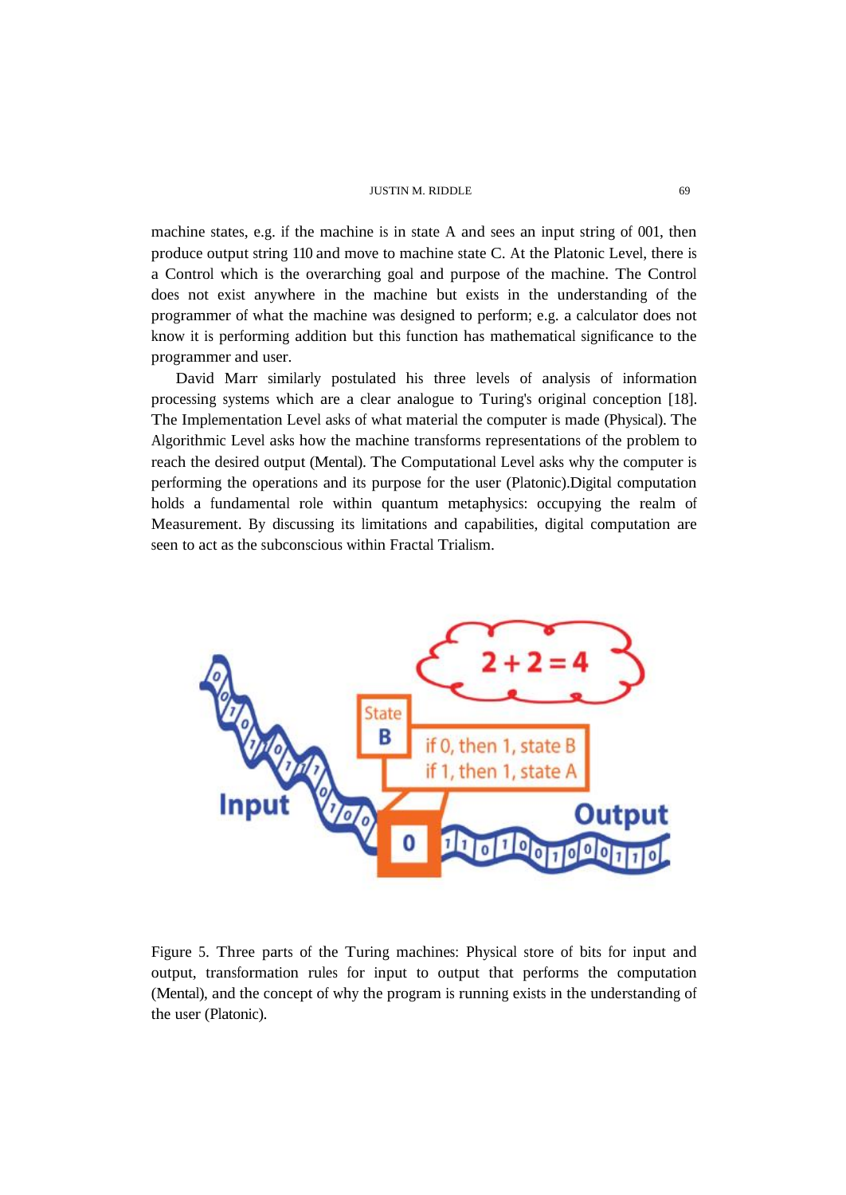machine states, e.g. if the machine is in state A and sees an input string of 001, then produce output string 110 and move to machine state C. At the Platonic Level, there is a Control which is the overarching goal and purpose of the machine. The Control does not exist anywhere in the machine but exists in the understanding of the programmer of what the machine was designed to perform; e.g. a calculator does not know it is performing addition but this function has mathematical significance to the programmer and user.

David Marr similarly postulated his three levels of analysis of information processing systems which are a clear analogue to Turing's original conception [18]. The Implementation Level asks of what material the computer is made (Physical). The Algorithmic Level asks how the machine transforms representations of the problem to reach the desired output (Mental). The Computational Level asks why the computer is performing the operations and its purpose for the user (Platonic).Digital computation holds a fundamental role within quantum metaphysics: occupying the realm of Measurement. By discussing its limitations and capabilities, digital computation are seen to act as the subconscious within Fractal Trialism.

Figure 5. Three parts of the Turing machines: Physical store of bits for input and output, transformation rules for input to output that performs the computation (Mental), and the concept of why the program is running exists in the understanding of the user (Platonic).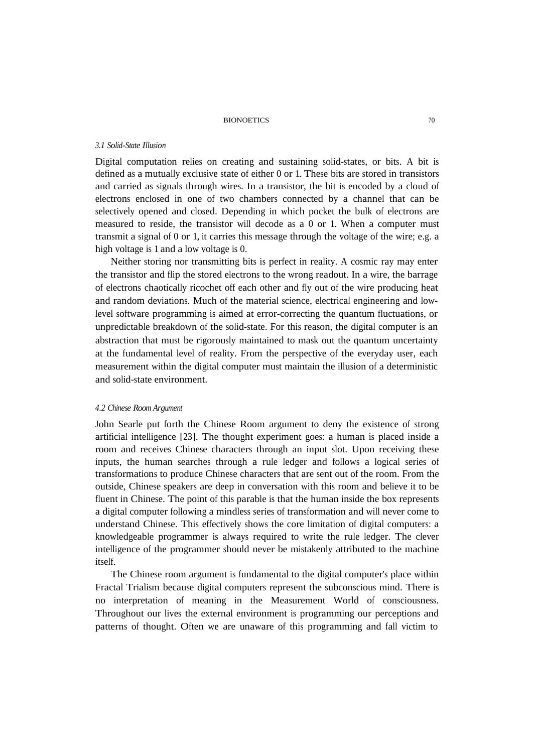### *3.1 Solid-State Illusion*

Digital computation relies on creating and sustaining solid-states, or bits. A bit is defined as a mutually exclusive state of either 0 or 1. These bits are stored in transistors and carried as signals through wires. In a transistor, the bit is encoded by a cloud of electrons enclosed in one of two chambers connected by a channel that can be selectively opened and closed. Depending in which pocket the bulk of electrons are measured to reside, the transistor will decode as a 0 or 1. When a computer must transmit a signal of 0 or 1, it carries this message through the voltage of the wire; e.g. a high voltage is 1 and a low voltage is 0.

Neither storing nor transmitting bits is perfect in reality. A cosmic ray may enter the transistor and flip the stored electrons to the wrong readout. In a wire, the barrage of electrons chaotically ricochet off each other and fly out of the wire producing heat and random deviations. Much of the material science, electrical engineering and low-level software programming is aimed at error-correcting the quantum fluctuations, or unpredictable breakdown of the solid-state. For this reason, the digital computer is an abstraction that must be rigorously maintained to mask out the quantum uncertainty at the fundamental level of reality. From the perspective of the everyday user, each measurement within the digital computer must maintain the illusion of a deterministic and solid-state environment.

### *4.2 Chinese Room Argument*

John Searle put forth the Chinese Room argument to deny the existence of strong artificial intelligence [23]. The thought experiment goes: a human is placed inside a room and receives Chinese characters through an input slot. Upon receiving these inputs, the human searches through a rule ledger and follows a logical series of transformations to produce Chinese characters that are sent out of the room. From the outside, Chinese speakers are deep in conversation with this room and believe it to be fluent in Chinese. The point of this parable is that the human inside the box represents a digital computer following a mindless series of transformation and will never come to understand Chinese. This effectively shows the core limitation of digital computers: a knowledgeable programmer is always required to write the rule ledger. The clever intelligence of the programmer should never be mistakenly attributed to the machine itself.

The Chinese room argument is fundamental to the digital computer's place within Fractal Trialism because digital computers represent the subconscious mind. There is no interpretation of meaning in the Measurement World of consciousness. Throughout our lives the external environment is programming our perceptions and patterns of thought. Often we are unaware of this programming and fall victim to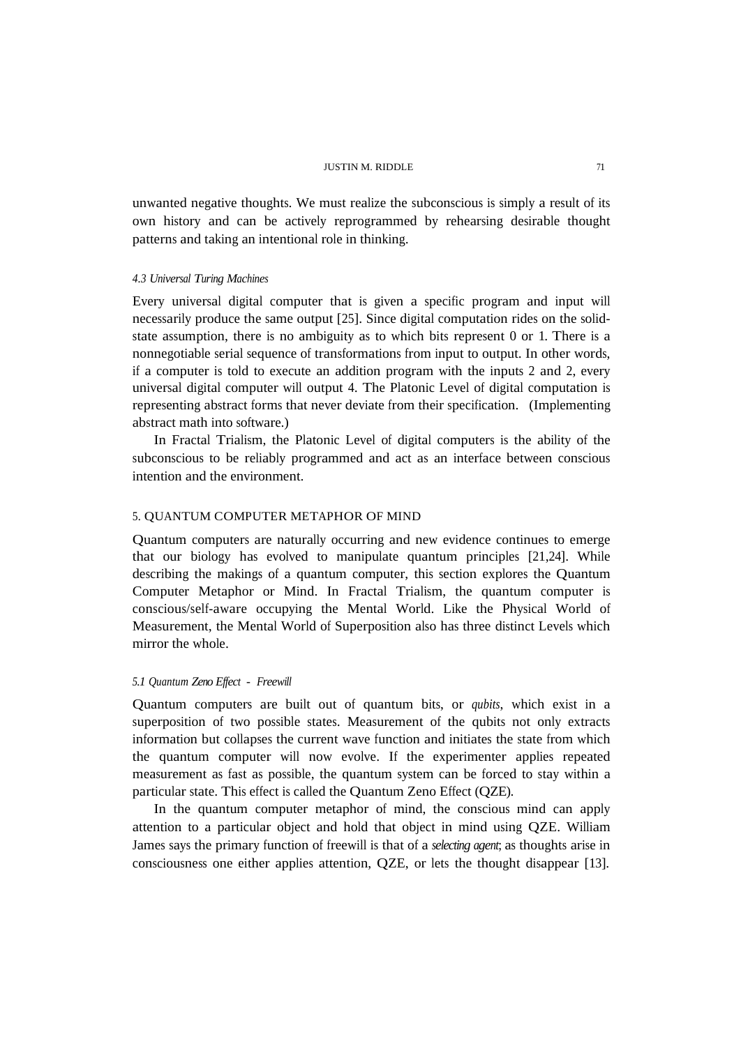unwanted negative thoughts. We must realize the subconscious is simply a result of its own history and can be actively reprogrammed by rehearsing desirable thought patterns and taking an intentional role in thinking.

#### *4.3 Universal Turing Machines*

Every universal digital computer that is given a specific program and input will necessarily produce the same output [25]. Since digital computation rides on the solid-state assumption, there is no ambiguity as to which bits represent 0 or 1. There is a nonnegotiable serial sequence of transformations from input to output. In other words, if a computer is told to execute an addition program with the inputs 2 and 2, every universal digital computer will output 4. The Platonic Level of digital computation is representing abstract forms that never deviate from their specification. (Implementing abstract math into software.)

In Fractal Trialism, the Platonic Level of digital computers is the ability of the subconscious to be reliably programmed and act as an interface between conscious intention and the environment.

### 5. QUANTUM COMPUTER METAPHOR OF MIND

Quantum computers are naturally occurring and new evidence continues to emerge that our biology has evolved to manipulate quantum principles [21,24]. While describing the makings of a quantum computer, this section explores the Quantum Computer Metaphor or Mind. In Fractal Trialism, the quantum computer is conscious/self-aware occupying the Mental World. Like the Physical World of Measurement, the Mental World of Superposition also has three distinct Levels which mirror the whole.

#### *5.1 Quantum Zeno Effect - Freewill*

Quantum computers are built out of quantum bits, or *qubits*, which exist in a superposition of two possible states. Measurement of the qubits not only extracts information but collapses the current wave function and initiates the state from which the quantum computer will now evolve. If the experimenter applies repeated measurement as fast as possible, the quantum system can be forced to stay within a particular state. This effect is called the Quantum Zeno Effect (QZE).

In the quantum computer metaphor of mind, the conscious mind can apply attention to a particular object and hold that object in mind using QZE. William James says the primary function of freewill is that of a *selecting agent*; as thoughts arise in consciousness one either applies attention, QZE, or lets the thought disappear [13].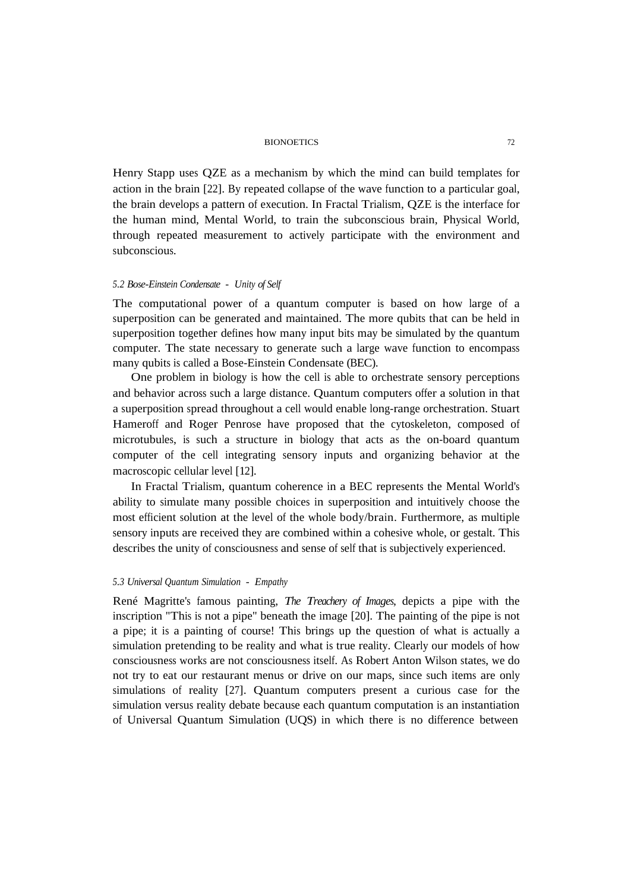Henry Stapp uses QZE as a mechanism by which the mind can build templates for action in the brain [22]. By repeated collapse of the wave function to a particular goal, the brain develops a pattern of execution. In Fractal Trialism, QZE is the interface for the human mind, Mental World, to train the subconscious brain, Physical World, through repeated measurement to actively participate with the environment and subconscious.

### *5.2 Bose-Einstein Condensate - Unity of Self*

The computational power of a quantum computer is based on how large of a superposition can be generated and maintained. The more qubits that can be held in superposition together defines how many input bits may be simulated by the quantum computer. The state necessary to generate such a large wave function to encompass many qubits is called a Bose-Einstein Condensate (BEC).

One problem in biology is how the cell is able to orchestrate sensory perceptions and behavior across such a large distance. Quantum computers offer a solution in that a superposition spread throughout a cell would enable long-range orchestration. Stuart Hameroff and Roger Penrose have proposed that the cytoskeleton, composed of microtubules, is such a structure in biology that acts as the on-board quantum computer of the cell integrating sensory inputs and organizing behavior at the macroscopic cellular level [12].

In Fractal Trialism, quantum coherence in a BEC represents the Mental World's ability to simulate many possible choices in superposition and intuitively choose the most efficient solution at the level of the whole body/brain. Furthermore, as multiple sensory inputs are received they are combined within a cohesive whole, or gestalt. This describes the unity of consciousness and sense of self that is subjectively experienced.

### *5.3 Universal Quantum Simulation - Empathy*

René Magritte's famous painting, *The Treachery of Images*, depicts a pipe with the inscription "This is not a pipe" beneath the image [20]. The painting of the pipe is not a pipe; it is a painting of course! This brings up the question of what is actually a simulation pretending to be reality and what is true reality. Clearly our models of how consciousness works are not consciousness itself. As Robert Anton Wilson states, we do not try to eat our restaurant menus or drive on our maps, since such items are only simulations of reality [27]. Quantum computers present a curious case for the simulation versus reality debate because each quantum computation is an instantiation of Universal Quantum Simulation (UQS) in which there is no difference between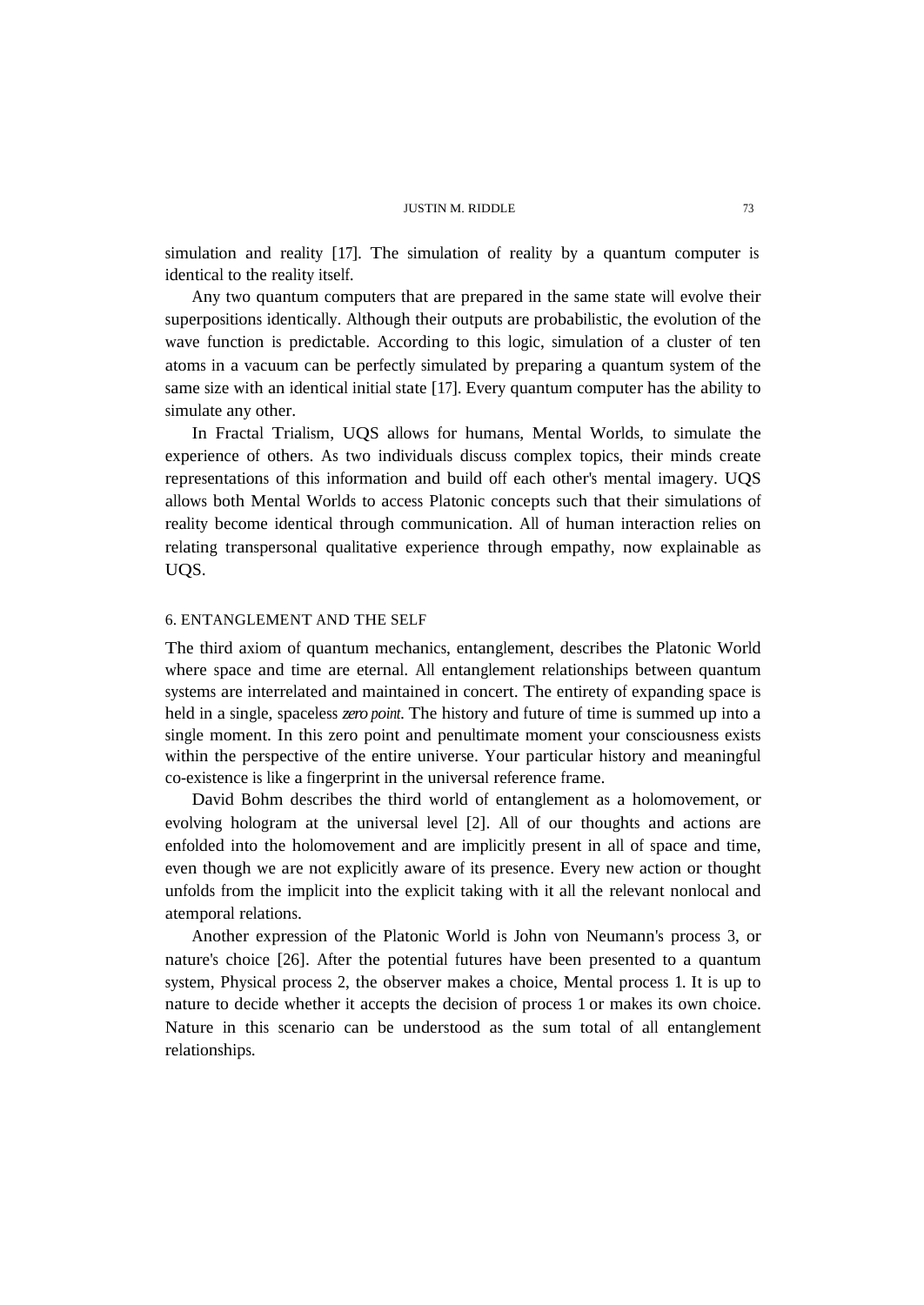simulation and reality [17]. The simulation of reality by a quantum computer is identical to the reality itself.

Any two quantum computers that are prepared in the same state will evolve their superpositions identically. Although their outputs are probabilistic, the evolution of the wave function is predictable. According to this logic, simulation of a cluster of ten atoms in a vacuum can be perfectly simulated by preparing a quantum system of the same size with an identical initial state [17]. Every quantum computer has the ability to simulate any other.

In Fractal Trialism, UQS allows for humans, Mental Worlds, to simulate the experience of others. As two individuals discuss complex topics, their minds create representations of this information and build off each other's mental imagery. UQS allows both Mental Worlds to access Platonic concepts such that their simulations of reality become identical through communication. All of human interaction relies on relating transpersonal qualitative experience through empathy, now explainable as UQS.

## 6. ENTANGLEMENT AND THE SELF

The third axiom of quantum mechanics, entanglement, describes the Platonic World where space and time are eternal. All entanglement relationships between quantum systems are interrelated and maintained in concert. The entirety of expanding space is held in a single, spaceless *zero point*. The history and future of time is summed up into a single moment. In this zero point and penultimate moment your consciousness exists within the perspective of the entire universe. Your particular history and meaningful co-existence is like a fingerprint in the universal reference frame.

David Bohm describes the third world of entanglement as a holomovement, or evolving hologram at the universal level [2]. All of our thoughts and actions are enfolded into the holomovement and are implicitly present in all of space and time, even though we are not explicitly aware of its presence. Every new action or thought unfolds from the implicit into the explicit taking with it all the relevant nonlocal and atemporal relations.

Another expression of the Platonic World is John von Neumann's process 3, or nature's choice [26]. After the potential futures have been presented to a quantum system, Physical process 2, the observer makes a choice, Mental process 1. It is up to nature to decide whether it accepts the decision of process 1 or makes its own choice. Nature in this scenario can be understood as the sum total of all entanglement relationships.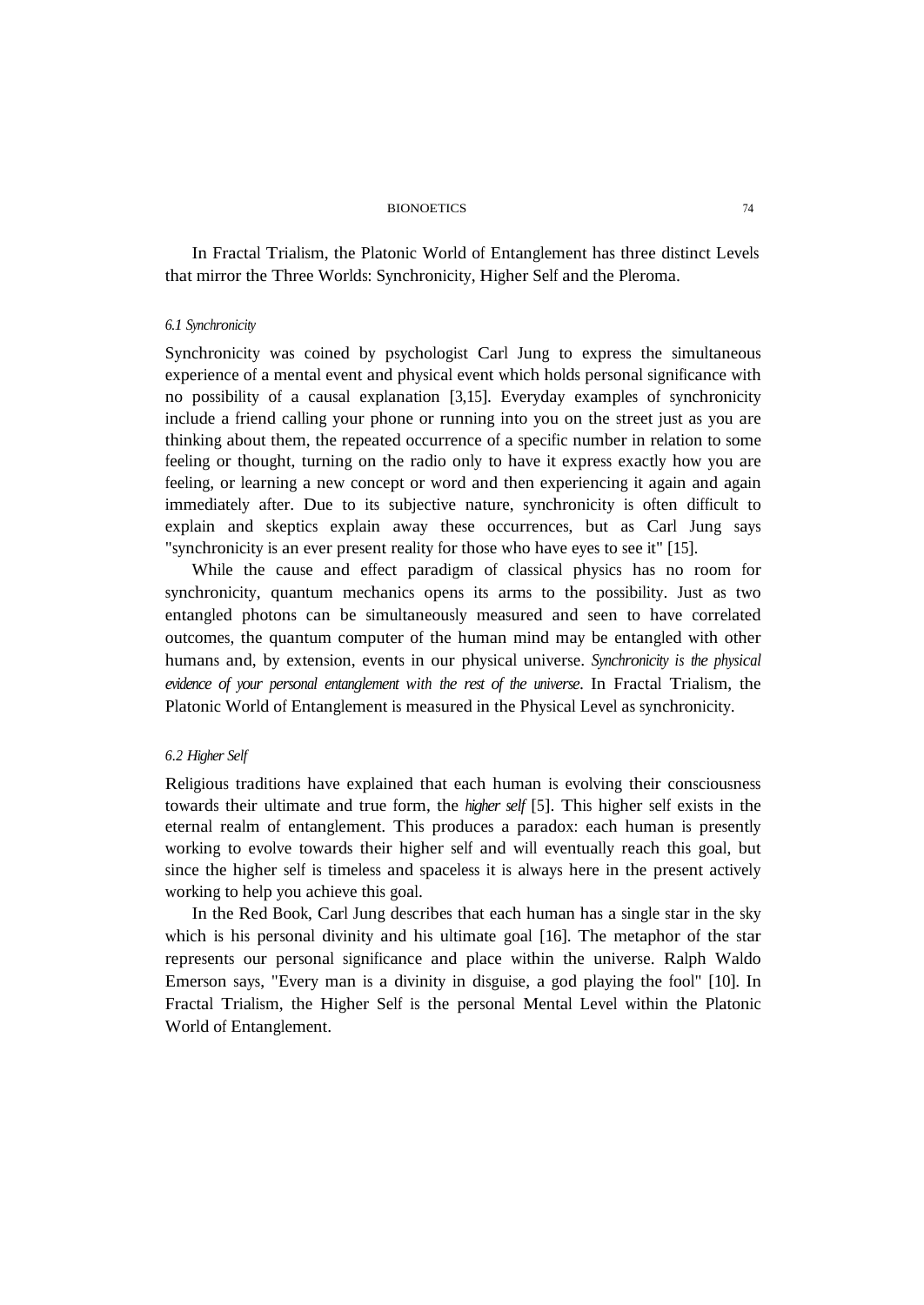In Fractal Trialism, the Platonic World of Entanglement has three distinct Levels that mirror the Three Worlds: Synchronicity, Higher Self and the Pleroma.

### *6.1 Synchronicity*

Synchronicity was coined by psychologist Carl Jung to express the simultaneous experience of a mental event and physical event which holds personal significance with no possibility of a causal explanation [3,15]. Everyday examples of synchronicity include a friend calling your phone or running into you on the street just as you are thinking about them, the repeated occurrence of a specific number in relation to some feeling or thought, turning on the radio only to have it express exactly how you are feeling, or learning a new concept or word and then experiencing it again and again immediately after. Due to its subjective nature, synchronicity is often difficult to explain and skeptics explain away these occurrences, but as Carl Jung says "synchronicity is an ever present reality for those who have eyes to see it" [15].

While the cause and effect paradigm of classical physics has no room for synchronicity, quantum mechanics opens its arms to the possibility. Just as two entangled photons can be simultaneously measured and seen to have correlated outcomes, the quantum computer of the human mind may be entangled with other humans and, by extension, events in our physical universe. *Synchronicity is the physical evidence of your personal entanglement with the rest of the universe*. In Fractal Trialism, the Platonic World of Entanglement is measured in the Physical Level as synchronicity.

### *6.2 Higher Self*

Religious traditions have explained that each human is evolving their consciousness towards their ultimate and true form, the *higher self* [5]. This higher self exists in the eternal realm of entanglement. This produces a paradox: each human is presently working to evolve towards their higher self and will eventually reach this goal, but since the higher self is timeless and spaceless it is always here in the present actively working to help you achieve this goal.

In the Red Book, Carl Jung describes that each human has a single star in the sky which is his personal divinity and his ultimate goal [16]. The metaphor of the star represents our personal significance and place within the universe. Ralph Waldo Emerson says, "Every man is a divinity in disguise, a god playing the fool" [10]. In Fractal Trialism, the Higher Self is the personal Mental Level within the Platonic World of Entanglement.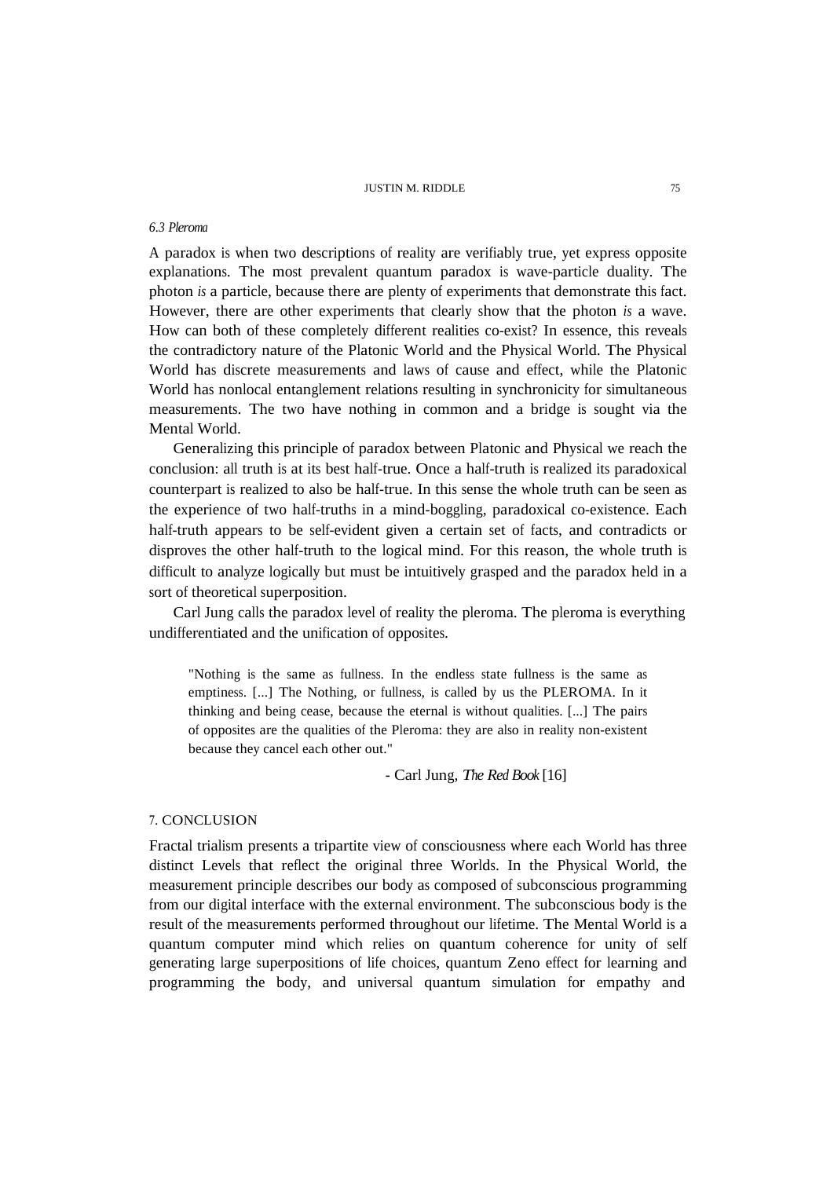### *6.3 Pleroma*

A paradox is when two descriptions of reality are verifiably true, yet express opposite explanations. The most prevalent quantum paradox is wave-particle duality. The photon *is* a particle, because there are plenty of experiments that demonstrate this fact. However, there are other experiments that clearly show that the photon *is* a wave. How can both of these completely different realities co-exist? In essence, this reveals the contradictory nature of the Platonic World and the Physical World. The Physical World has discrete measurements and laws of cause and effect, while the Platonic World has nonlocal entanglement relations resulting in synchronicity for simultaneous measurements. The two have nothing in common and a bridge is sought via the Mental World.

Generalizing this principle of paradox between Platonic and Physical we reach the conclusion: all truth is at its best half-true. Once a half-truth is realized its paradoxical counterpart is realized to also be half-true. In this sense the whole truth can be seen as the experience of two half-truths in a mind-boggling, paradoxical co-existence. Each half-truth appears to be self-evident given a certain set of facts, and contradicts or disproves the other half-truth to the logical mind. For this reason, the whole truth is difficult to analyze logically but must be intuitively grasped and the paradox held in a sort of theoretical superposition.

Carl Jung calls the paradox level of reality the pleroma. The pleroma is everything undifferentiated and the unification of opposites.

> "Nothing is the same as fullness. In the endless state fullness is the same as emptiness. [...] The Nothing, or fullness, is called by us the PLEROMA. In it thinking and being cease, because the eternal is without qualities. [...] The pairs of opposites are the qualities of the Pleroma: they are also in reality non-existent because they cancel each other out."
>
> \- Carl Jung, *The Red Book* [16]

## 7. CONCLUSION

Fractal trialism presents a tripartite view of consciousness where each World has three distinct Levels that reflect the original three Worlds. In the Physical World, the measurement principle describes our body as composed of subconscious programming from our digital interface with the external environment. The subconscious body is the result of the measurements performed throughout our lifetime. The Mental World is a quantum computer mind which relies on quantum coherence for unity of self generating large superpositions of life choices, quantum Zeno effect for learning and programming the body, and universal quantum simulation for empathy and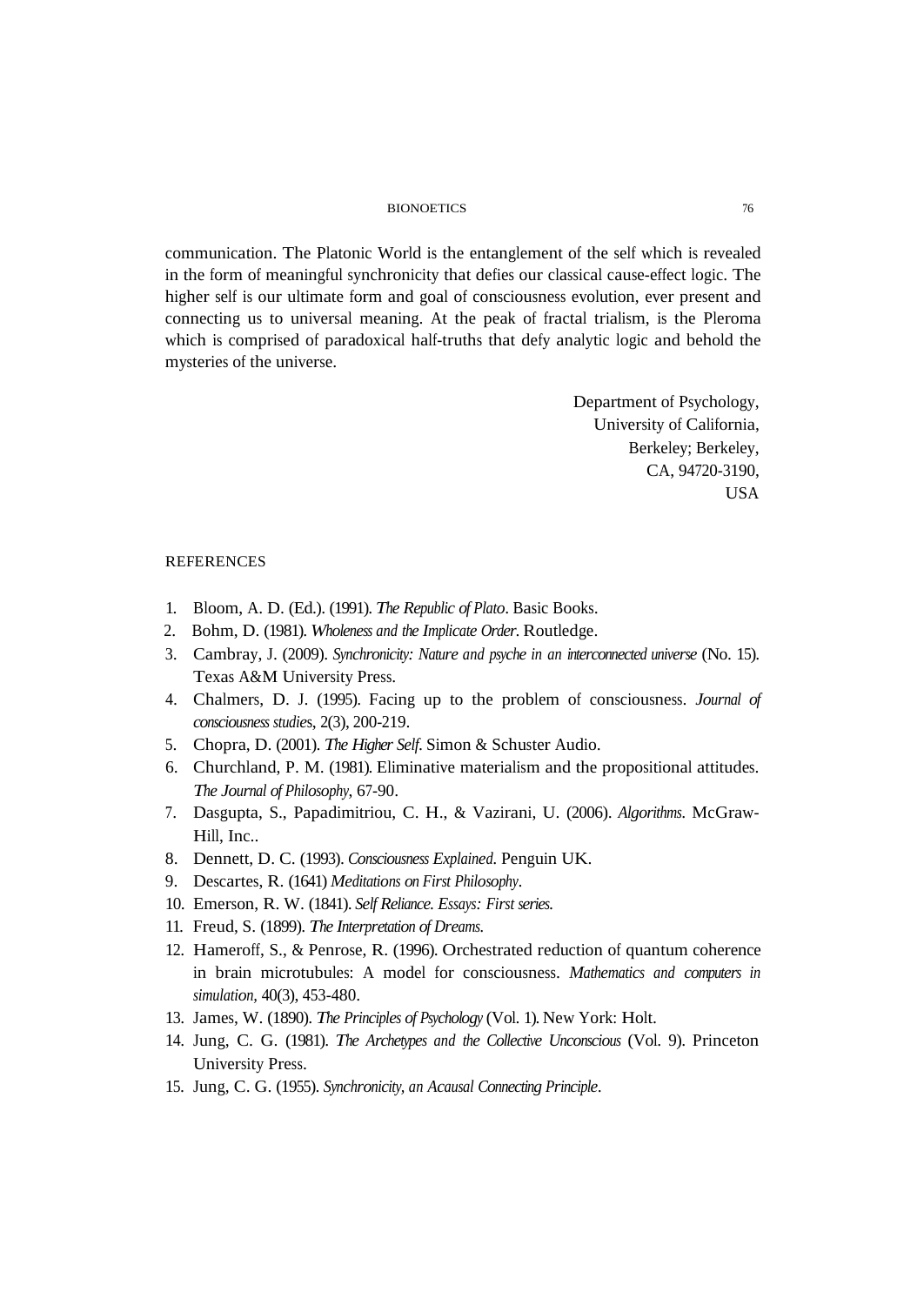communication. The Platonic World is the entanglement of the self which is revealed in the form of meaningful synchronicity that defies our classical cause-effect logic. The higher self is our ultimate form and goal of consciousness evolution, ever present and connecting us to universal meaning. At the peak of fractal trialism, is the Pleroma which is comprised of paradoxical half-truths that defy analytic logic and behold the mysteries of the universe.

Department of Psychology,
University of California,
Berkeley; Berkeley,
CA, 94720-3190,
USA

REFERENCES

1. Bloom, A. D. (Ed.). (1991). *The Republic of Plato*. Basic Books.
2. Bohm, D. (1981). *Wholeness and the Implicate Order*. Routledge.
3. Cambray, J. (2009). *Synchronicity: Nature and psyche in an interconnected universe* (No. 15). Texas A&M University Press.
4. Chalmers, D. J. (1995). Facing up to the problem of consciousness. *Journal of consciousness studies*, 2(3), 200-219.
5. Chopra, D. (2001). *The Higher Self*. Simon & Schuster Audio.
6. Churchland, P. M. (1981). Eliminative materialism and the propositional attitudes. *The Journal of Philosophy*, 67-90.
7. Dasgupta, S., Papadimitriou, C. H., & Vazirani, U. (2006). *Algorithms*. McGraw-Hill, Inc..
8. Dennett, D. C. (1993). *Consciousness Explained*. Penguin UK.
9. Descartes, R. (1641) *Meditations on First Philosophy*.
10. Emerson, R. W. (1841). *Self Reliance. Essays: First series.*
11. Freud, S. (1899). *The Interpretation of Dreams.*
12. Hameroff, S., & Penrose, R. (1996). Orchestrated reduction of quantum coherence in brain microtubules: A model for consciousness. *Mathematics and computers in simulation*, 40(3), 453-480.
13. James, W. (1890). *The Principles of Psychology* (Vol. 1). New York: Holt.
14. Jung, C. G. (1981). *The Archetypes and the Collective Unconscious* (Vol. 9). Princeton University Press.
15. Jung, C. G. (1955). *Synchronicity, an Acausal Connecting Principle*.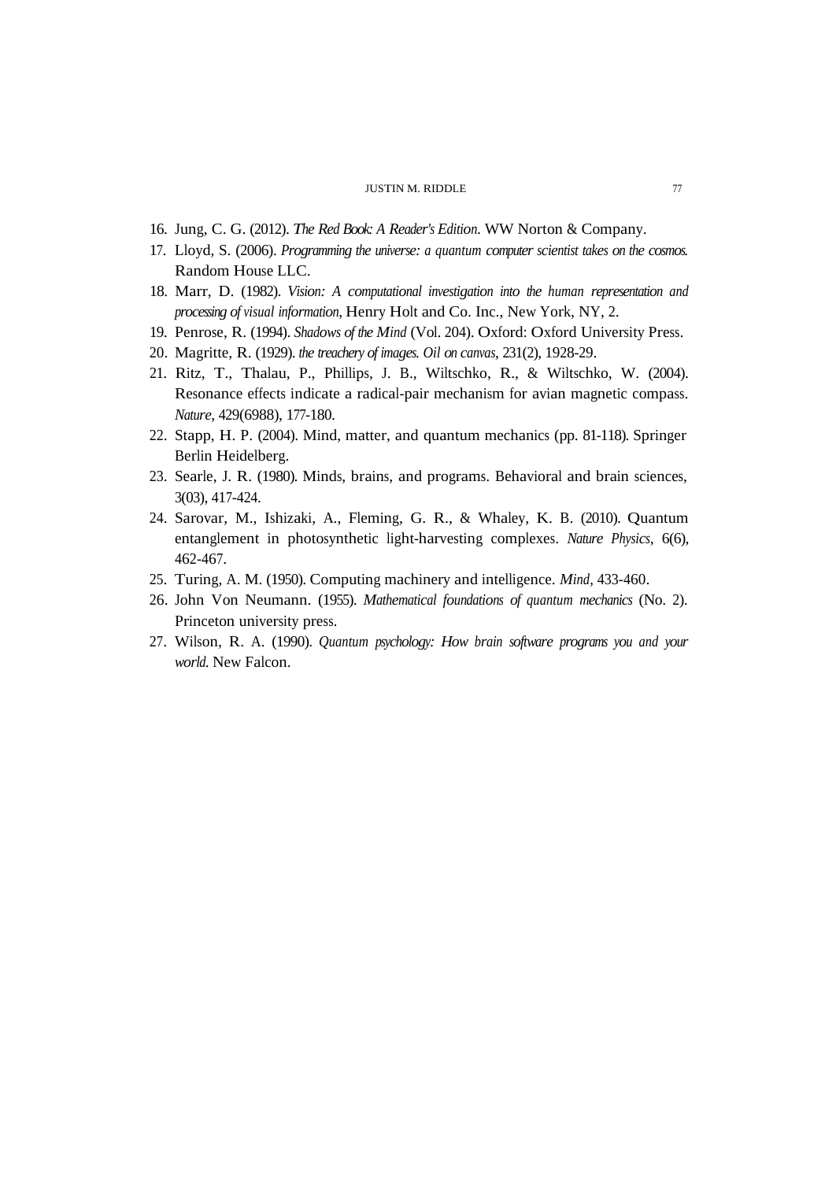16. Jung, C. G. (2012). *The Red Book: A Reader's Edition*. WW Norton & Company.
17. Lloyd, S. (2006). *Programming the universe: a quantum computer scientist takes on the cosmos*. Random House LLC.
18. Marr, D. (1982). *Vision: A computational investigation into the human representation and processing of visual information*, Henry Holt and Co. Inc., New York, NY, 2.
19. Penrose, R. (1994). *Shadows of the Mind* (Vol. 204). Oxford: Oxford University Press.
20. Magritte, R. (1929). *the treachery of images. Oil on canvas*, 231(2), 1928-29.
21. Ritz, T., Thalau, P., Phillips, J. B., Wiltschko, R., & Wiltschko, W. (2004). Resonance effects indicate a radical-pair mechanism for avian magnetic compass. *Nature*, 429(6988), 177-180.
22. Stapp, H. P. (2004). Mind, matter, and quantum mechanics (pp. 81-118). Springer Berlin Heidelberg.
23. Searle, J. R. (1980). Minds, brains, and programs. Behavioral and brain sciences, 3(03), 417-424.
24. Sarovar, M., Ishizaki, A., Fleming, G. R., & Whaley, K. B. (2010). Quantum entanglement in photosynthetic light-harvesting complexes. *Nature Physics*, 6(6), 462-467.
25. Turing, A. M. (1950). Computing machinery and intelligence. *Mind*, 433-460.
26. John Von Neumann. (1955). *Mathematical foundations of quantum mechanics* (No. 2). Princeton university press.
27. Wilson, R. A. (1990). *Quantum psychology: How brain software programs you and your world*. New Falcon.